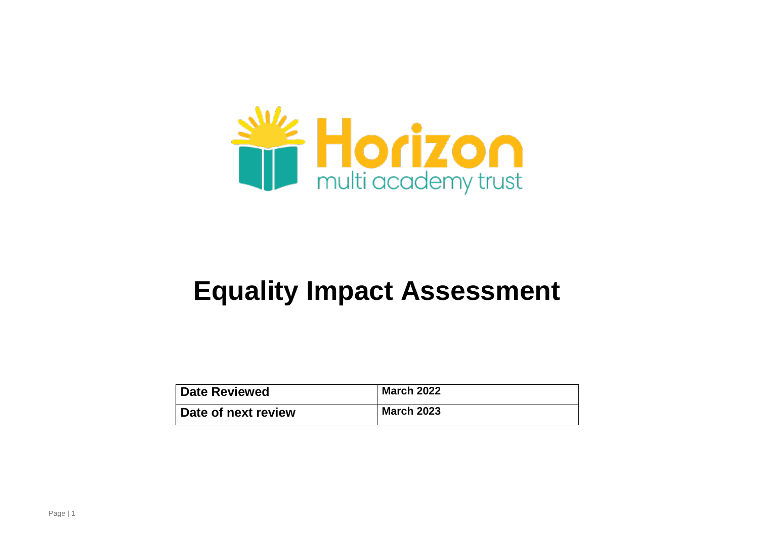Horizon multi academy trust

# Equality Impact Assessment

| Date Reviewed | March 2022 |
|---|---|
| Date of next review | March 2023 |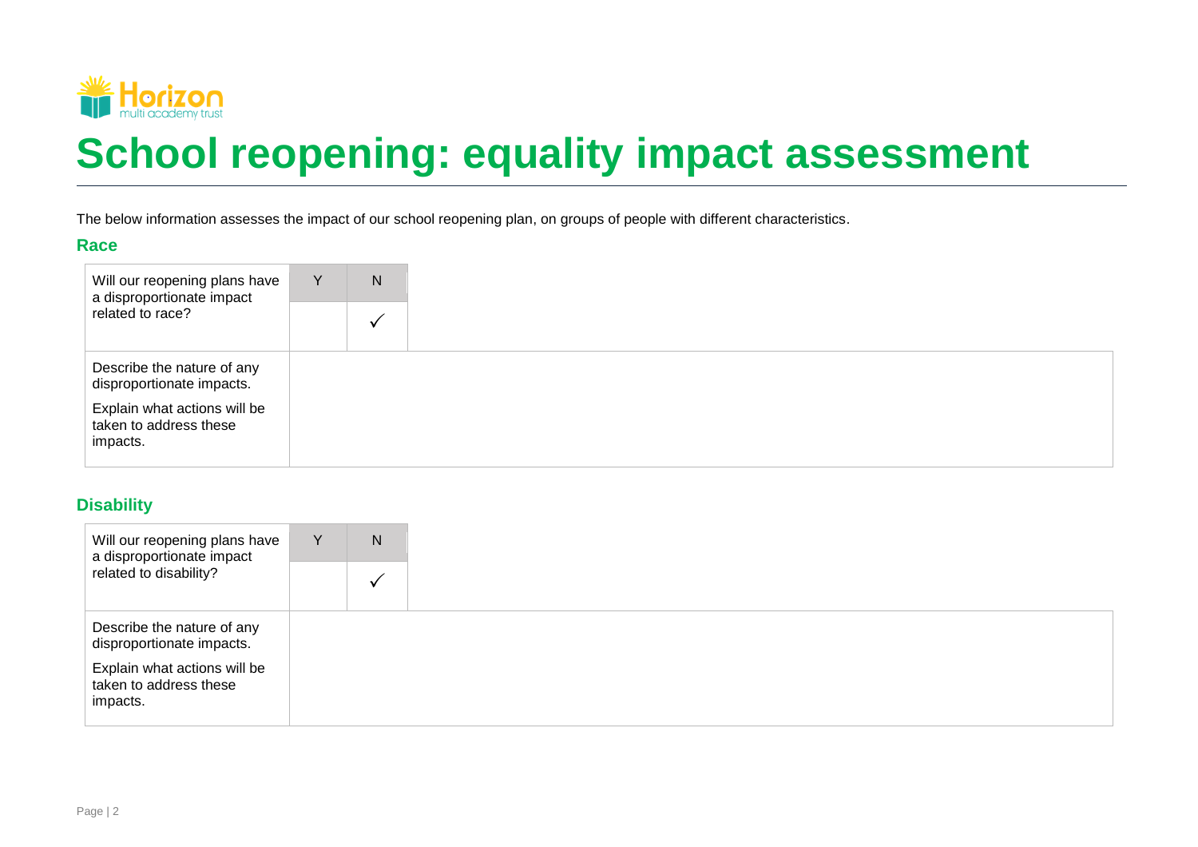# School reopening: equality impact assessment

The below information assesses the impact of our school reopening plan, on groups of people with different characteristics.

## Race

| Will our reopening plans have a disproportionate impact related to race? | Y | N |
|---|---|---|
| | | ✓ |
| Describe the nature of any disproportionate impacts.<br><br>Explain what actions will be taken to address these impacts. | | |

## Disability

| Will our reopening plans have a disproportionate impact related to disability? | Y | N |
|---|---|---|
| | | ✓ |
| Describe the nature of any disproportionate impacts.<br><br>Explain what actions will be taken to address these impacts. | | |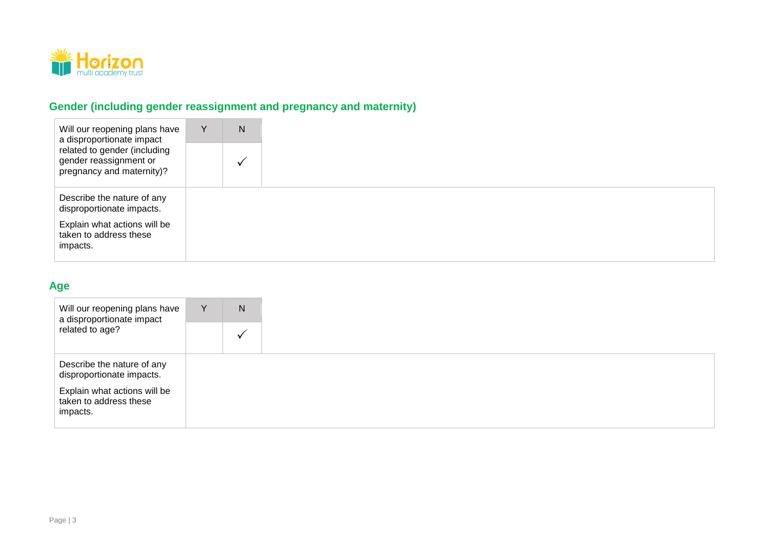## Gender (including gender reassignment and pregnancy and maternity)

| Will our reopening plans have a disproportionate impact related to gender (including gender reassignment or pregnancy and maternity)? | Y | N |
|---|---|---|
| | | ✓ |
| Describe the nature of any disproportionate impacts.<br><br>Explain what actions will be taken to address these impacts. | | |

## Age

| Will our reopening plans have a disproportionate impact related to age? | Y | N |
|---|---|---|
| | | ✓ |
| Describe the nature of any disproportionate impacts.<br><br>Explain what actions will be taken to address these impacts. | | |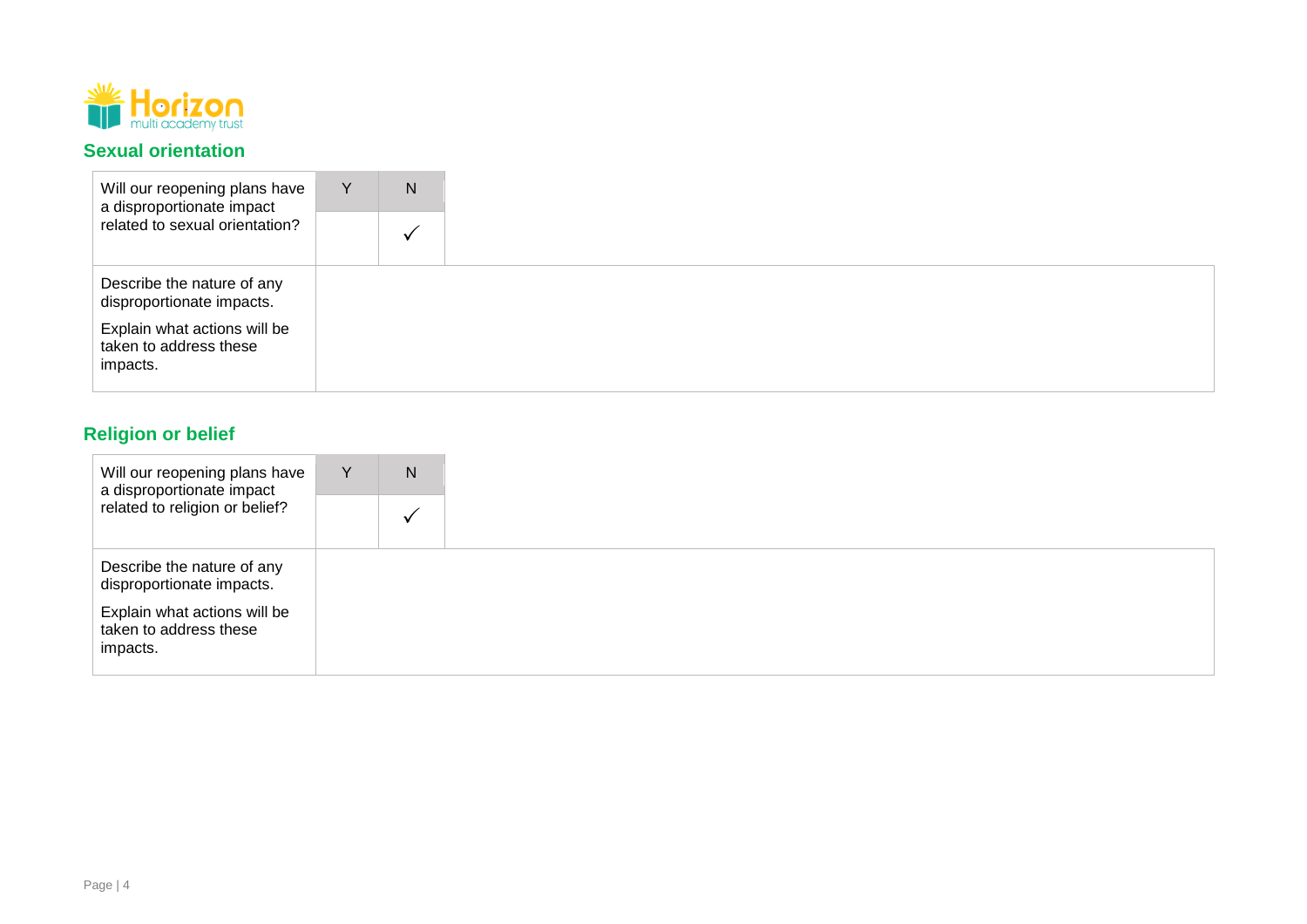## Sexual orientation

| Will our reopening plans have a disproportionate impact related to sexual orientation? | Y | N |
|---|---|---|
| | | ✓ |
| Describe the nature of any disproportionate impacts.<br><br>Explain what actions will be taken to address these impacts. | | |

## Religion or belief

| Will our reopening plans have a disproportionate impact related to religion or belief? | Y | N |
|---|---|---|
| | | ✓ |
| Describe the nature of any disproportionate impacts.<br><br>Explain what actions will be taken to address these impacts. | | |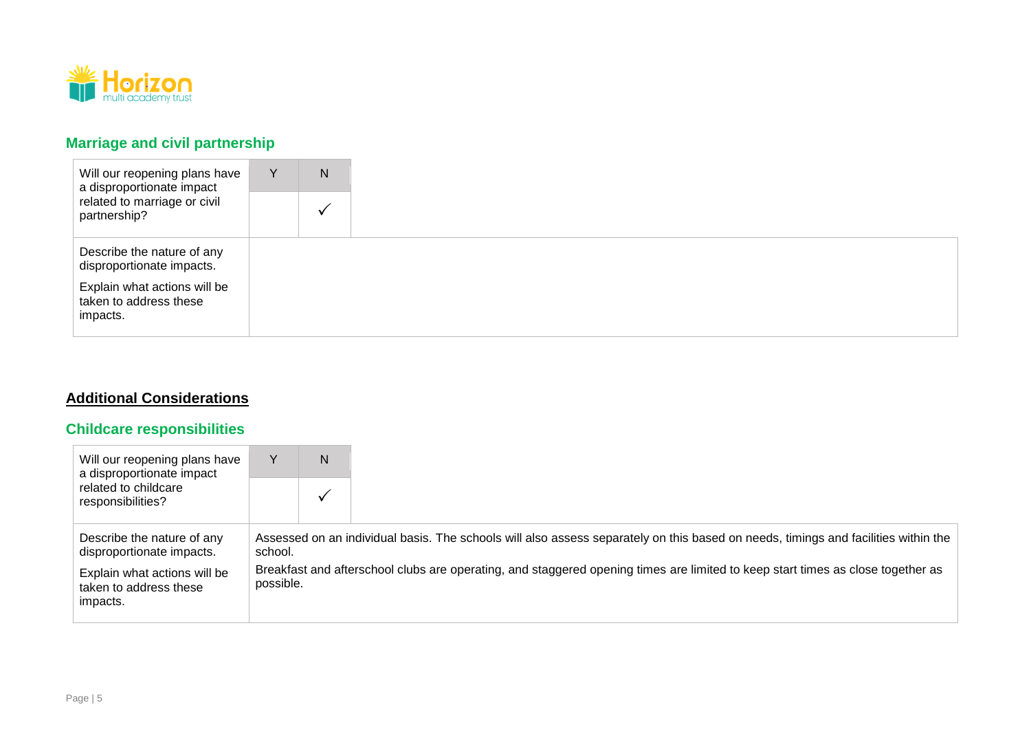## Marriage and civil partnership

| Will our reopening plans have a disproportionate impact related to marriage or civil partnership? | Y | N |
|---|---|---|
| | | ✓ |

| | |
|---|---|
| Describe the nature of any disproportionate impacts.<br>Explain what actions will be taken to address these impacts. | |

## Additional Considerations

## Childcare responsibilities

| Will our reopening plans have a disproportionate impact related to childcare responsibilities? | Y | N |
|---|---|---|
| | | ✓ |

| | |
|---|---|
| Describe the nature of any disproportionate impacts.<br>Explain what actions will be taken to address these impacts. | Assessed on an individual basis. The schools will also assess separately on this based on needs, timings and facilities within the school.<br>Breakfast and afterschool clubs are operating, and staggered opening times are limited to keep start times as close together as possible. |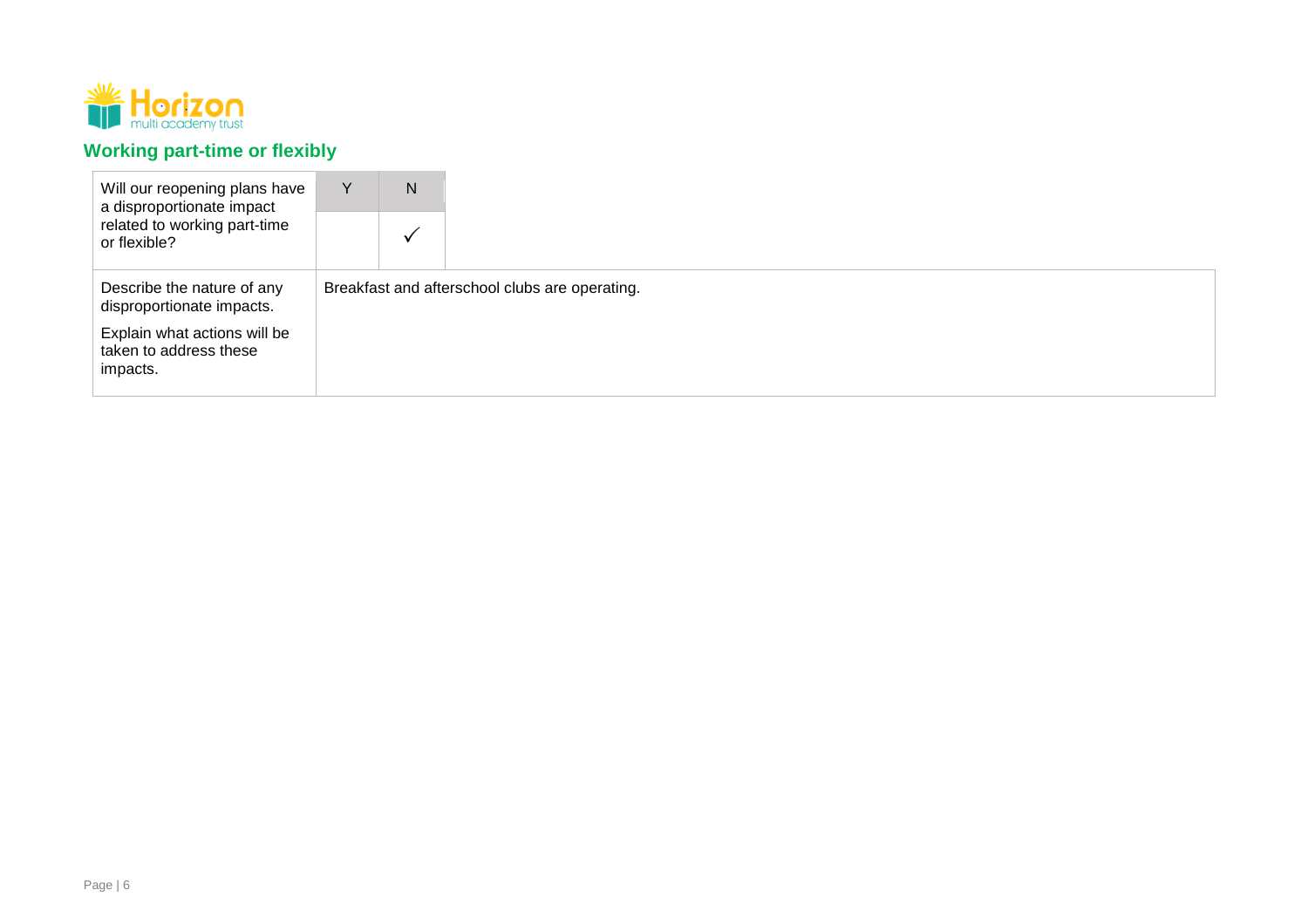## Working part-time or flexibly

| | | |
|---|---|---|
| Will our reopening plans have a disproportionate impact related to working part-time or flexible? | Y | N |
| | | ✓ |

| | |
|---|---|
| Describe the nature of any disproportionate impacts.<br><br>Explain what actions will be taken to address these impacts. | Breakfast and afterschool clubs are operating. |